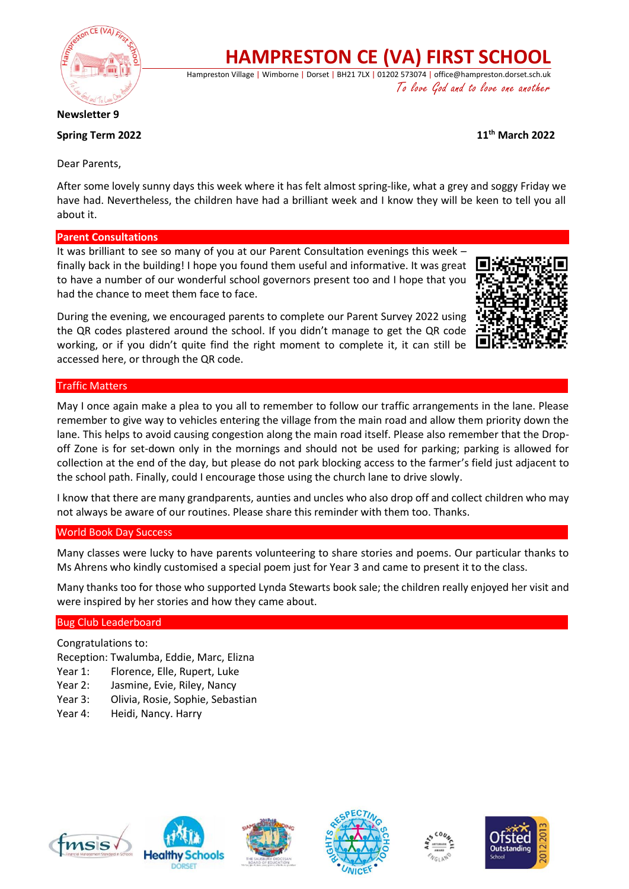# HAMPRESTON CE (VA) FIRST SCHOOL

Hampreston Village | Wimborne | Dorset | BH21 7LX | 01202 573074 | office@hampreston.dorset.sch.uk

*To love God and to love one another*

**Newsletter 9**

**Spring Term 2022** **11th March 2022**

Dear Parents,

After some lovely sunny days this week where it has felt almost spring-like, what a grey and soggy Friday we have had. Nevertheless, the children have had a brilliant week and I know they will be keen to tell you all about it.

## Parent Consultations

It was brilliant to see so many of you at our Parent Consultation evenings this week – finally back in the building! I hope you found them useful and informative. It was great to have a number of our wonderful school governors present too and I hope that you had the chance to meet them face to face.

During the evening, we encouraged parents to complete our Parent Survey 2022 using the QR codes plastered around the school. If you didn't manage to get the QR code working, or if you didn't quite find the right moment to complete it, it can still be accessed here, or through the QR code.

## Traffic Matters

May I once again make a plea to you all to remember to follow our traffic arrangements in the lane. Please remember to give way to vehicles entering the village from the main road and allow them priority down the lane. This helps to avoid causing congestion along the main road itself. Please also remember that the Drop-off Zone is for set-down only in the mornings and should not be used for parking; parking is allowed for collection at the end of the day, but please do not park blocking access to the farmer's field just adjacent to the school path. Finally, could I encourage those using the church lane to drive slowly.

I know that there are many grandparents, aunties and uncles who also drop off and collect children who may not always be aware of our routines. Please share this reminder with them too. Thanks.

## World Book Day Success

Many classes were lucky to have parents volunteering to share stories and poems. Our particular thanks to Ms Ahrens who kindly customised a special poem just for Year 3 and came to present it to the class.

Many thanks too for those who supported Lynda Stewarts book sale; the children really enjoyed her visit and were inspired by her stories and how they came about.

## Bug Club Leaderboard

Congratulations to:

Reception: Twalumba, Eddie, Marc, Elizna
Year 1: Florence, Elle, Rupert, Luke
Year 2: Jasmine, Evie, Riley, Nancy
Year 3: Olivia, Rosie, Sophie, Sebastian
Year 4: Heidi, Nancy. Harry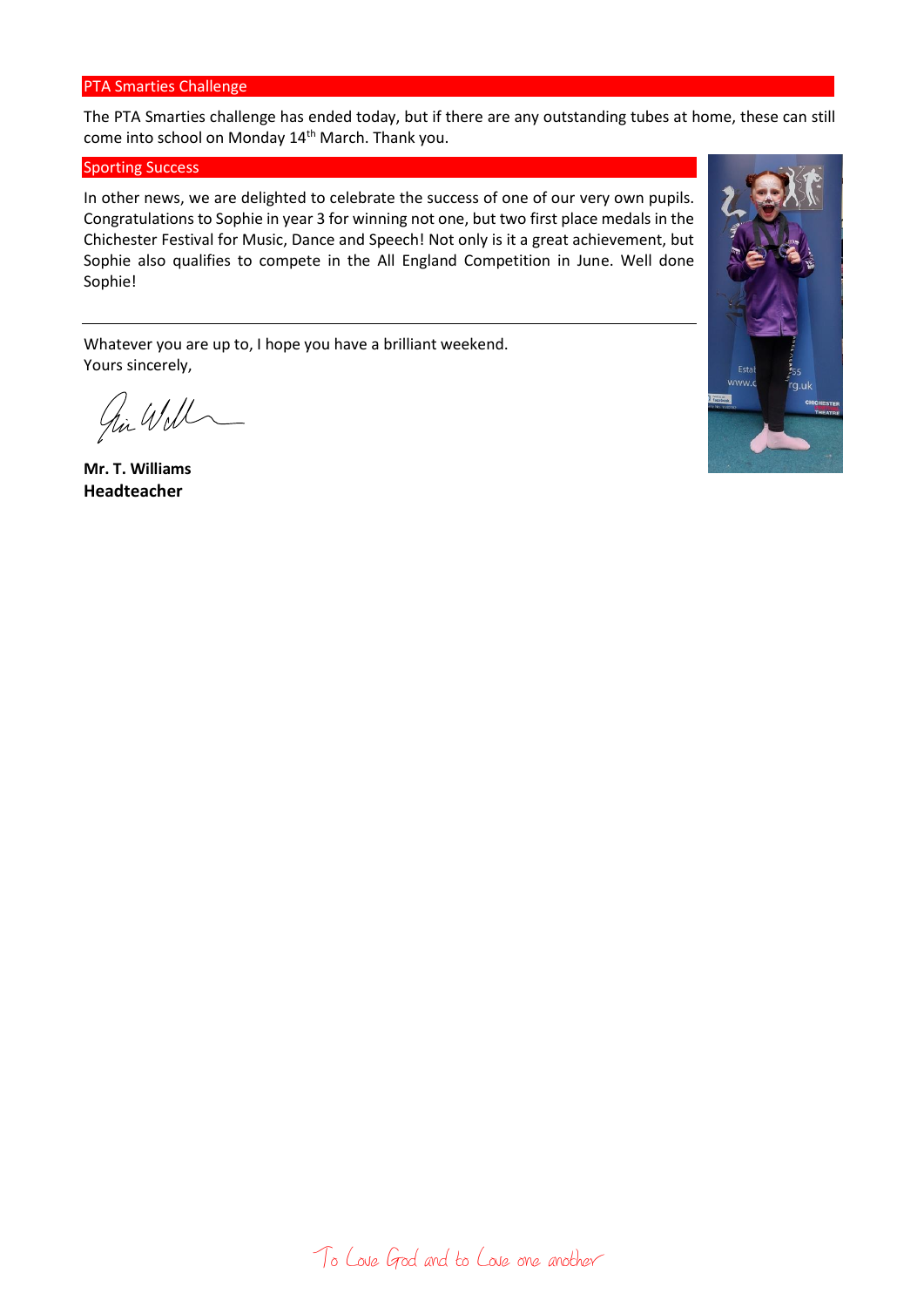## PTA Smarties Challenge

The PTA Smarties challenge has ended today, but if there are any outstanding tubes at home, these can still come into school on Monday 14th March. Thank you.

## Sporting Success

In other news, we are delighted to celebrate the success of one of our very own pupils. Congratulations to Sophie in year 3 for winning not one, but two first place medals in the Chichester Festival for Music, Dance and Speech! Not only is it a great achievement, but Sophie also qualifies to compete in the All England Competition in June. Well done Sophie!

---

Whatever you are up to, I hope you have a brilliant weekend.
Yours sincerely,

**Mr. T. Williams**
**Headteacher**

*To Love God and to Love one another*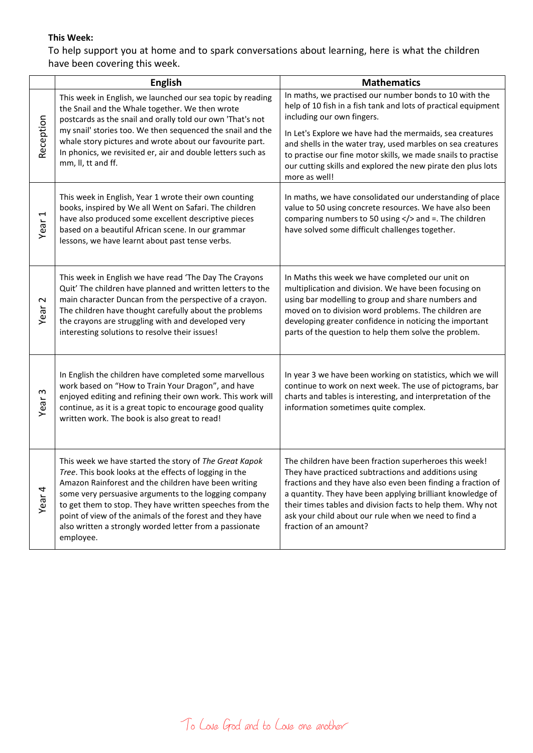**This Week:**

To help support you at home and to spark conversations about learning, here is what the children have been covering this week.

| | English | Mathematics |
|---|---|---|
| Reception | This week in English, we launched our sea topic by reading the Snail and the Whale together. We then wrote postcards as the snail and orally told our own 'That's not my snail' stories too. We then sequenced the snail and the whale story pictures and wrote about our favourite part. In phonics, we revisited er, air and double letters such as mm, ll, tt and ff. | In maths, we practised our number bonds to 10 with the help of 10 fish in a fish tank and lots of practical equipment including our own fingers.<br><br>In Let's Explore we have had the mermaids, sea creatures and shells in the water tray, used marbles on sea creatures to practise our fine motor skills, we made snails to practise our cutting skills and explored the new pirate den plus lots more as well! |
| Year 1 | This week in English, Year 1 wrote their own counting books, inspired by We all Went on Safari. The children have also produced some excellent descriptive pieces based on a beautiful African scene. In our grammar lessons, we have learnt about past tense verbs. | In maths, we have consolidated our understanding of place value to 50 using concrete resources. We have also been comparing numbers to 50 using </> and =. The children have solved some difficult challenges together. |
| Year 2 | This week in English we have read 'The Day The Crayons Quit' The children have planned and written letters to the main character Duncan from the perspective of a crayon. The children have thought carefully about the problems the crayons are struggling with and developed very interesting solutions to resolve their issues! | In Maths this week we have completed our unit on multiplication and division. We have been focusing on using bar modelling to group and share numbers and moved on to division word problems. The children are developing greater confidence in noticing the important parts of the question to help them solve the problem. |
| Year 3 | In English the children have completed some marvellous work based on "How to Train Your Dragon", and have enjoyed editing and refining their own work. This work will continue, as it is a great topic to encourage good quality written work. The book is also great to read! | In year 3 we have been working on statistics, which we will continue to work on next week. The use of pictograms, bar charts and tables is interesting, and interpretation of the information sometimes quite complex. |
| Year 4 | This week we have started the story of *The Great Kapok Tree*. This book looks at the effects of logging in the Amazon Rainforest and the children have been writing some very persuasive arguments to the logging company to get them to stop. They have written speeches from the point of view of the animals of the forest and they have also written a strongly worded letter from a passionate employee. | The children have been fraction superheroes this week! They have practiced subtractions and additions using fractions and they have also even been finding a fraction of a quantity. They have been applying brilliant knowledge of their times tables and division facts to help them. Why not ask your child about our rule when we need to find a fraction of an amount? |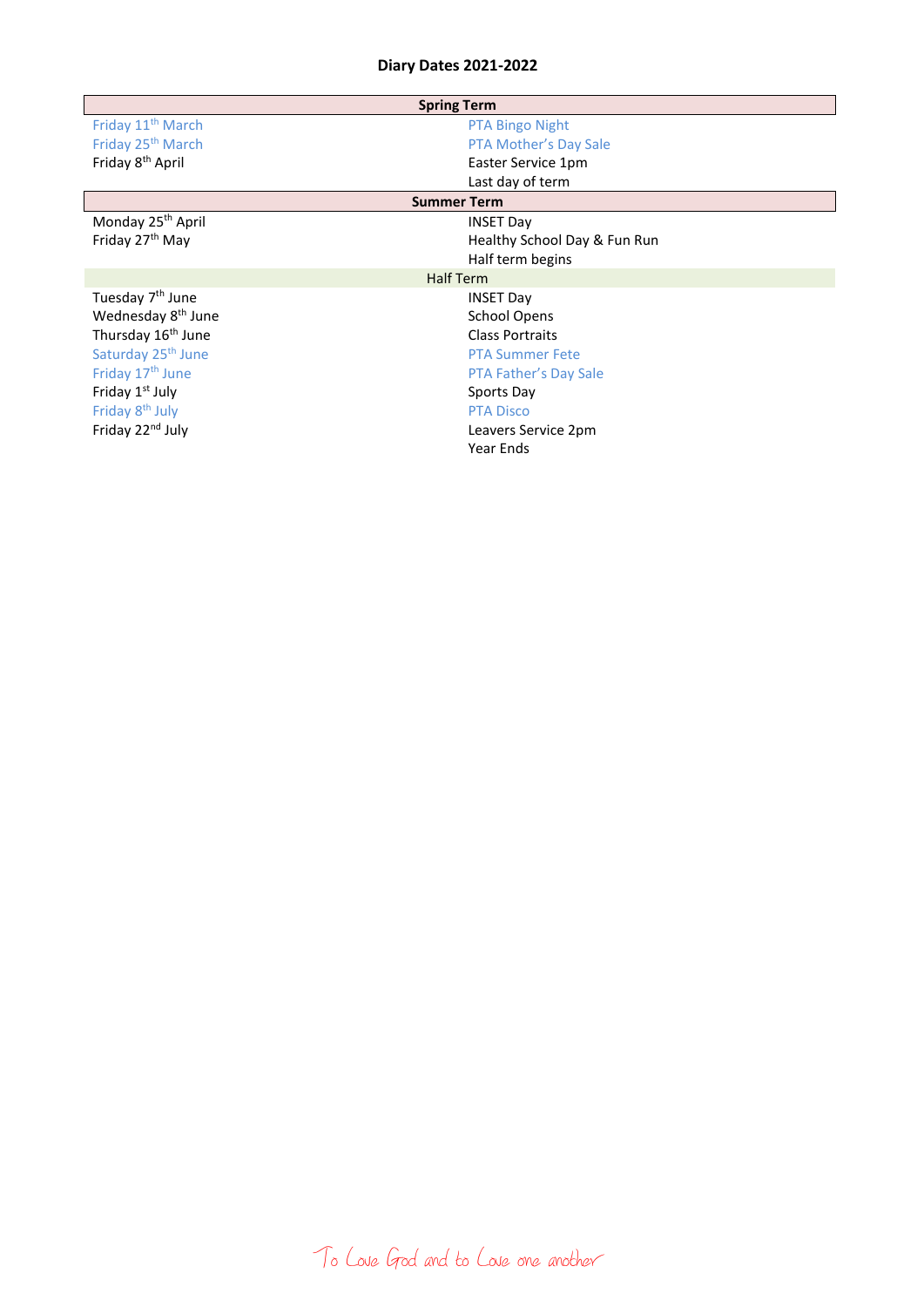## Diary Dates 2021-2022

| | |
|---|---|
| **Spring Term** | |
| Friday 11th March | PTA Bingo Night |
| Friday 25th March | PTA Mother's Day Sale |
| Friday 8th April | Easter Service 1pm |
| | Last day of term |
| **Summer Term** | |
| Monday 25th April | INSET Day |
| Friday 27th May | Healthy School Day & Fun Run |
| | Half term begins |
| Half Term | |
| Tuesday 7th June | INSET Day |
| Wednesday 8th June | School Opens |
| Thursday 16th June | Class Portraits |
| Saturday 25th June | PTA Summer Fete |
| Friday 17th June | PTA Father's Day Sale |
| Friday 1st July | Sports Day |
| Friday 8th July | PTA Disco |
| Friday 22nd July | Leavers Service 2pm |
| | Year Ends |

To Love God and to Love one another